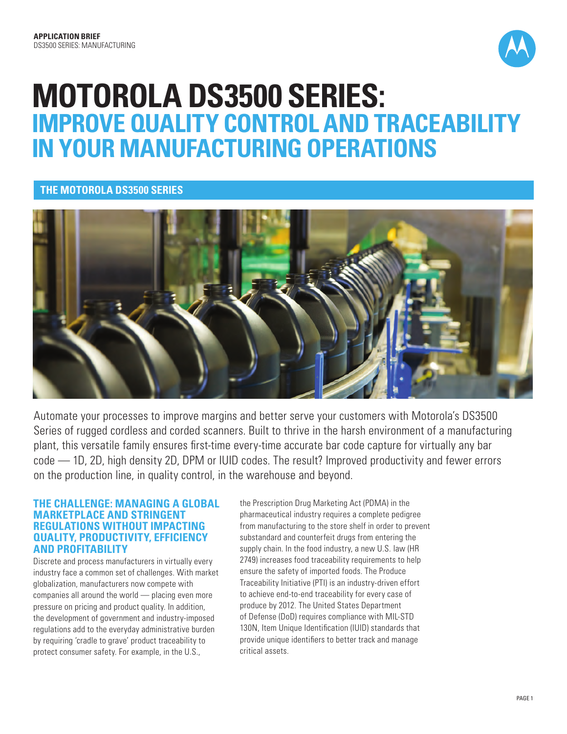**APPLICATION BRIEF**
DS3500 SERIES: MANUFACTURING

# MOTOROLA DS3500 SERIES: IMPROVE QUALITY CONTROL AND TRACEABILITY IN YOUR MANUFACTURING OPERATIONS

## THE MOTOROLA DS3500 SERIES

Automate your processes to improve margins and better serve your customers with Motorola's DS3500 Series of rugged cordless and corded scanners. Built to thrive in the harsh environment of a manufacturing plant, this versatile family ensures first-time every-time accurate bar code capture for virtually any bar code — 1D, 2D, high density 2D, DPM or IUID codes. The result? Improved productivity and fewer errors on the production line, in quality control, in the warehouse and beyond.

### THE CHALLENGE: MANAGING A GLOBAL MARKETPLACE AND STRINGENT REGULATIONS WITHOUT IMPACTING QUALITY, PRODUCTIVITY, EFFICIENCY AND PROFITABILITY

Discrete and process manufacturers in virtually every industry face a common set of challenges. With market globalization, manufacturers now compete with companies all around the world — placing even more pressure on pricing and product quality. In addition, the development of government and industry-imposed regulations add to the everyday administrative burden by requiring 'cradle to grave' product traceability to protect consumer safety. For example, in the U.S., the Prescription Drug Marketing Act (PDMA) in the pharmaceutical industry requires a complete pedigree from manufacturing to the store shelf in order to prevent substandard and counterfeit drugs from entering the supply chain. In the food industry, a new U.S. law (HR 2749) increases food traceability requirements to help ensure the safety of imported foods. The Produce Traceability Initiative (PTI) is an industry-driven effort to achieve end-to-end traceability for every case of produce by 2012. The United States Department of Defense (DoD) requires compliance with MIL-STD 130N, Item Unique Identification (IUID) standards that provide unique identifiers to better track and manage critical assets.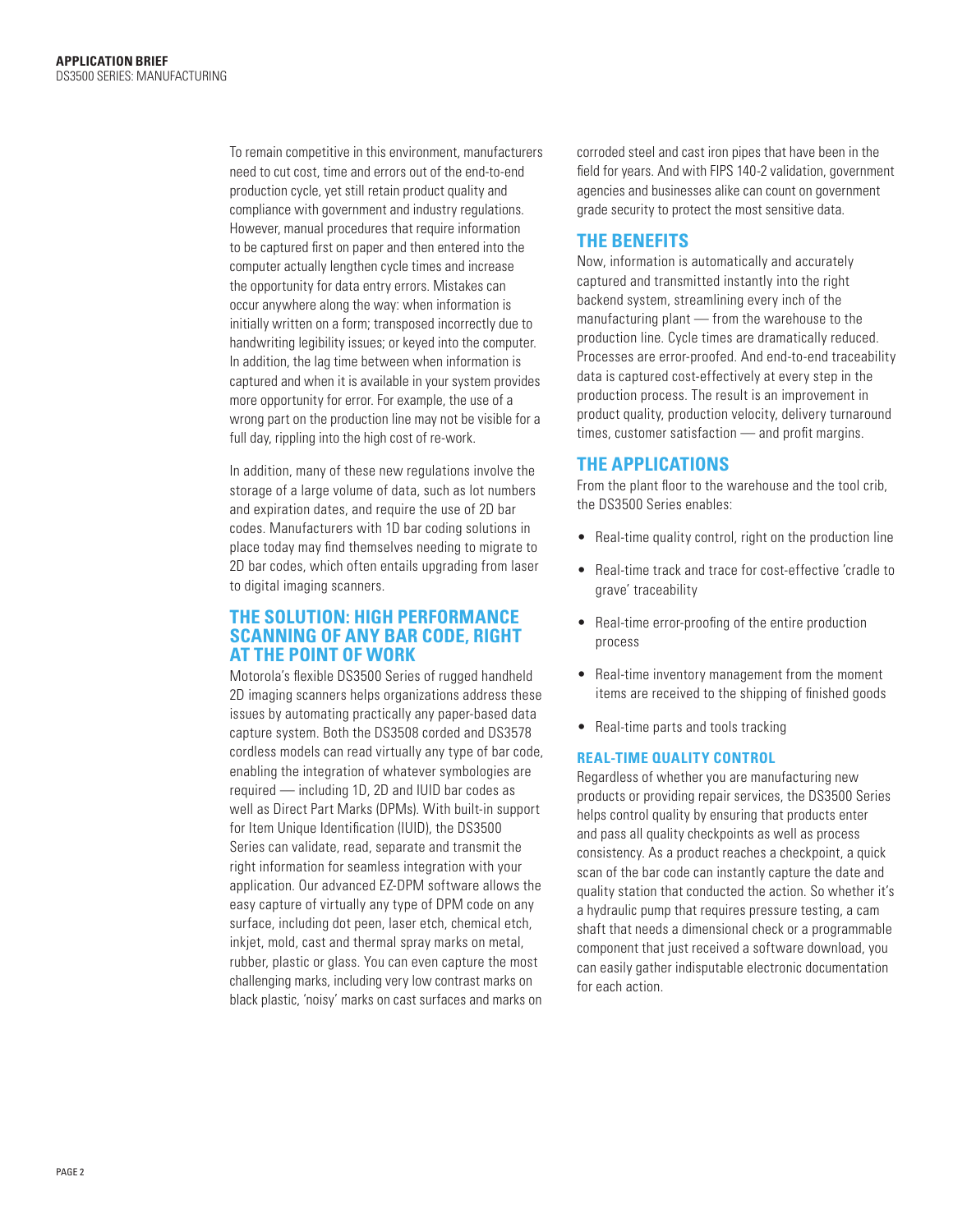To remain competitive in this environment, manufacturers need to cut cost, time and errors out of the end-to-end production cycle, yet still retain product quality and compliance with government and industry regulations. However, manual procedures that require information to be captured first on paper and then entered into the computer actually lengthen cycle times and increase the opportunity for data entry errors. Mistakes can occur anywhere along the way: when information is initially written on a form; transposed incorrectly due to handwriting legibility issues; or keyed into the computer. In addition, the lag time between when information is captured and when it is available in your system provides more opportunity for error. For example, the use of a wrong part on the production line may not be visible for a full day, rippling into the high cost of re-work.

In addition, many of these new regulations involve the storage of a large volume of data, such as lot numbers and expiration dates, and require the use of 2D bar codes. Manufacturers with 1D bar coding solutions in place today may find themselves needing to migrate to 2D bar codes, which often entails upgrading from laser to digital imaging scanners.

## THE SOLUTION: HIGH PERFORMANCE SCANNING OF ANY BAR CODE, RIGHT AT THE POINT OF WORK

Motorola's flexible DS3500 Series of rugged handheld 2D imaging scanners helps organizations address these issues by automating practically any paper-based data capture system. Both the DS3508 corded and DS3578 cordless models can read virtually any type of bar code, enabling the integration of whatever symbologies are required — including 1D, 2D and IUID bar codes as well as Direct Part Marks (DPMs). With built-in support for Item Unique Identification (IUID), the DS3500 Series can validate, read, separate and transmit the right information for seamless integration with your application. Our advanced EZ-DPM software allows the easy capture of virtually any type of DPM code on any surface, including dot peen, laser etch, chemical etch, inkjet, mold, cast and thermal spray marks on metal, rubber, plastic or glass. You can even capture the most challenging marks, including very low contrast marks on black plastic, 'noisy' marks on cast surfaces and marks on corroded steel and cast iron pipes that have been in the field for years. And with FIPS 140-2 validation, government agencies and businesses alike can count on government grade security to protect the most sensitive data.

## THE BENEFITS

Now, information is automatically and accurately captured and transmitted instantly into the right backend system, streamlining every inch of the manufacturing plant — from the warehouse to the production line. Cycle times are dramatically reduced. Processes are error-proofed. And end-to-end traceability data is captured cost-effectively at every step in the production process. The result is an improvement in product quality, production velocity, delivery turnaround times, customer satisfaction — and profit margins.

## THE APPLICATIONS

From the plant floor to the warehouse and the tool crib, the DS3500 Series enables:

- Real-time quality control, right on the production line
- Real-time track and trace for cost-effective 'cradle to grave' traceability
- Real-time error-proofing of the entire production process
- Real-time inventory management from the moment items are received to the shipping of finished goods
- Real-time parts and tools tracking

### REAL-TIME QUALITY CONTROL

Regardless of whether you are manufacturing new products or providing repair services, the DS3500 Series helps control quality by ensuring that products enter and pass all quality checkpoints as well as process consistency. As a product reaches a checkpoint, a quick scan of the bar code can instantly capture the date and quality station that conducted the action. So whether it's a hydraulic pump that requires pressure testing, a cam shaft that needs a dimensional check or a programmable component that just received a software download, you can easily gather indisputable electronic documentation for each action.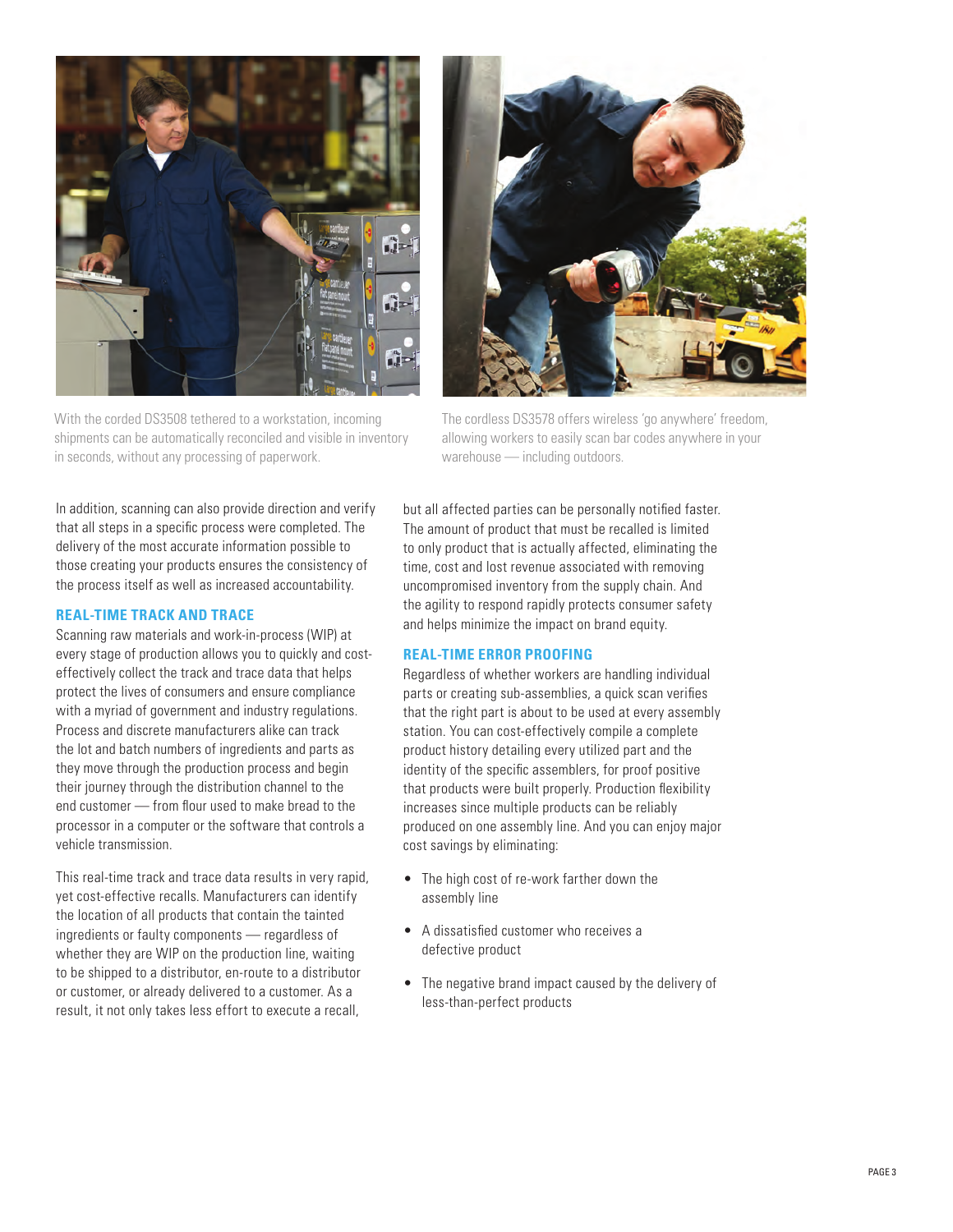With the corded DS3508 tethered to a workstation, incoming shipments can be automatically reconciled and visible in inventory in seconds, without any processing of paperwork.

The cordless DS3578 offers wireless 'go anywhere' freedom, allowing workers to easily scan bar codes anywhere in your warehouse — including outdoors.

In addition, scanning can also provide direction and verify that all steps in a specific process were completed. The delivery of the most accurate information possible to those creating your products ensures the consistency of the process itself as well as increased accountability.

### REAL-TIME TRACK AND TRACE

Scanning raw materials and work-in-process (WIP) at every stage of production allows you to quickly and cost-effectively collect the track and trace data that helps protect the lives of consumers and ensure compliance with a myriad of government and industry regulations. Process and discrete manufacturers alike can track the lot and batch numbers of ingredients and parts as they move through the production process and begin their journey through the distribution channel to the end customer — from flour used to make bread to the processor in a computer or the software that controls a vehicle transmission.

This real-time track and trace data results in very rapid, yet cost-effective recalls. Manufacturers can identify the location of all products that contain the tainted ingredients or faulty components — regardless of whether they are WIP on the production line, waiting to be shipped to a distributor, en-route to a distributor or customer, or already delivered to a customer. As a result, it not only takes less effort to execute a recall, but all affected parties can be personally notified faster. The amount of product that must be recalled is limited to only product that is actually affected, eliminating the time, cost and lost revenue associated with removing uncompromised inventory from the supply chain. And the agility to respond rapidly protects consumer safety and helps minimize the impact on brand equity.

### REAL-TIME ERROR PROOFING

Regardless of whether workers are handling individual parts or creating sub-assemblies, a quick scan verifies that the right part is about to be used at every assembly station. You can cost-effectively compile a complete product history detailing every utilized part and the identity of the specific assemblers, for proof positive that products were built properly. Production flexibility increases since multiple products can be reliably produced on one assembly line. And you can enjoy major cost savings by eliminating:

- The high cost of re-work farther down the assembly line
- A dissatisfied customer who receives a defective product
- The negative brand impact caused by the delivery of less-than-perfect products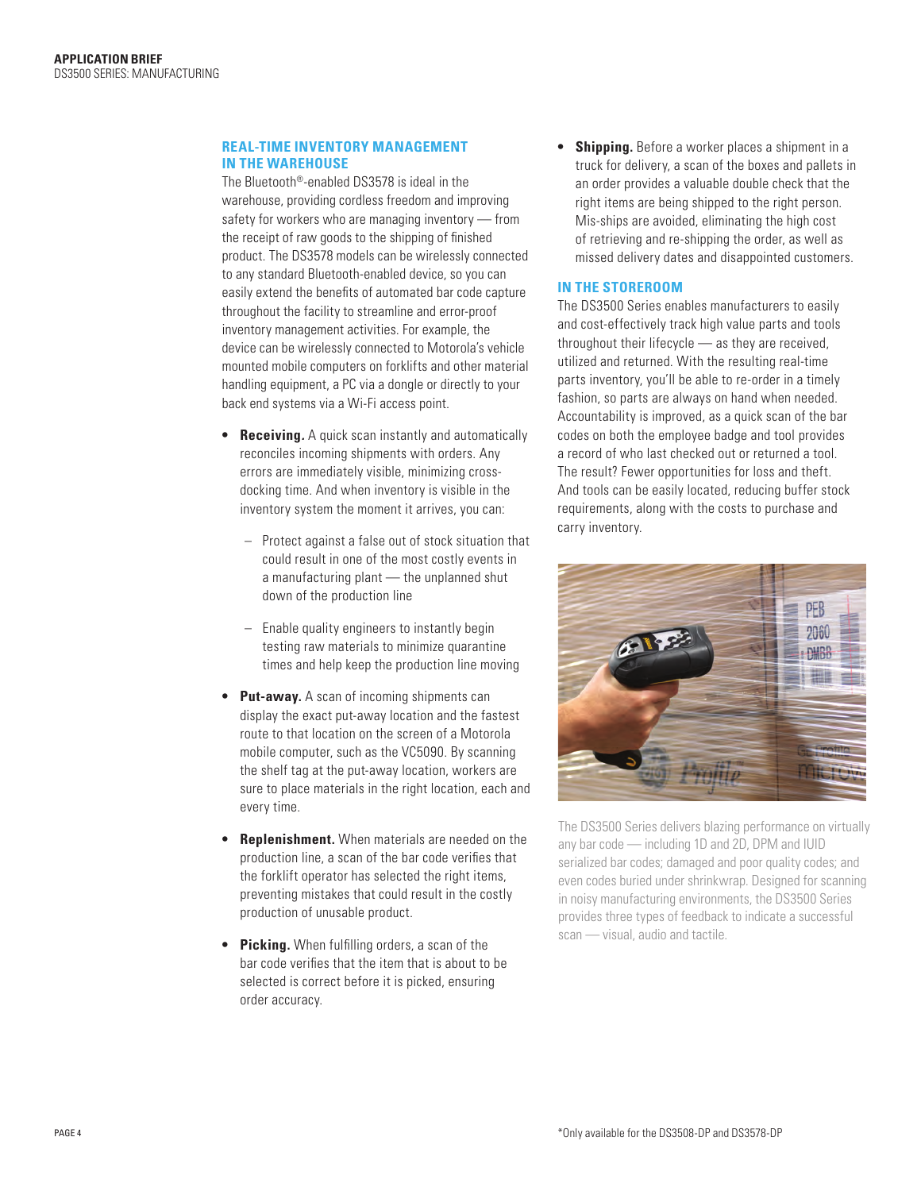## REAL-TIME INVENTORY MANAGEMENT IN THE WAREHOUSE

The Bluetooth®-enabled DS3578 is ideal in the warehouse, providing cordless freedom and improving safety for workers who are managing inventory — from the receipt of raw goods to the shipping of finished product. The DS3578 models can be wirelessly connected to any standard Bluetooth-enabled device, so you can easily extend the benefits of automated bar code capture throughout the facility to streamline and error-proof inventory management activities. For example, the device can be wirelessly connected to Motorola's vehicle mounted mobile computers on forklifts and other material handling equipment, a PC via a dongle or directly to your back end systems via a Wi-Fi access point.

- **Receiving.** A quick scan instantly and automatically reconciles incoming shipments with orders. Any errors are immediately visible, minimizing cross-docking time. And when inventory is visible in the inventory system the moment it arrives, you can:
  - Protect against a false out of stock situation that could result in one of the most costly events in a manufacturing plant — the unplanned shut down of the production line
  - Enable quality engineers to instantly begin testing raw materials to minimize quarantine times and help keep the production line moving
- **Put-away.** A scan of incoming shipments can display the exact put-away location and the fastest route to that location on the screen of a Motorola mobile computer, such as the VC5090. By scanning the shelf tag at the put-away location, workers are sure to place materials in the right location, each and every time.
- **Replenishment.** When materials are needed on the production line, a scan of the bar code verifies that the forklift operator has selected the right items, preventing mistakes that could result in the costly production of unusable product.
- **Picking.** When fulfilling orders, a scan of the bar code verifies that the item that is about to be selected is correct before it is picked, ensuring order accuracy.
- **Shipping.** Before a worker places a shipment in a truck for delivery, a scan of the boxes and pallets in an order provides a valuable double check that the right items are being shipped to the right person. Mis-ships are avoided, eliminating the high cost of retrieving and re-shipping the order, as well as missed delivery dates and disappointed customers.

## IN THE STOREROOM

The DS3500 Series enables manufacturers to easily and cost-effectively track high value parts and tools throughout their lifecycle — as they are received, utilized and returned. With the resulting real-time parts inventory, you'll be able to re-order in a timely fashion, so parts are always on hand when needed. Accountability is improved, as a quick scan of the bar codes on both the employee badge and tool provides a record of who last checked out or returned a tool. The result? Fewer opportunities for loss and theft. And tools can be easily located, reducing buffer stock requirements, along with the costs to purchase and carry inventory.

The DS3500 Series delivers blazing performance on virtually any bar code — including 1D and 2D, DPM and IUID serialized bar codes; damaged and poor quality codes; and even codes buried under shrinkwrap. Designed for scanning in noisy manufacturing environments, the DS3500 Series provides three types of feedback to indicate a successful scan — visual, audio and tactile.

*Only available for the DS3508-DP and DS3578-DP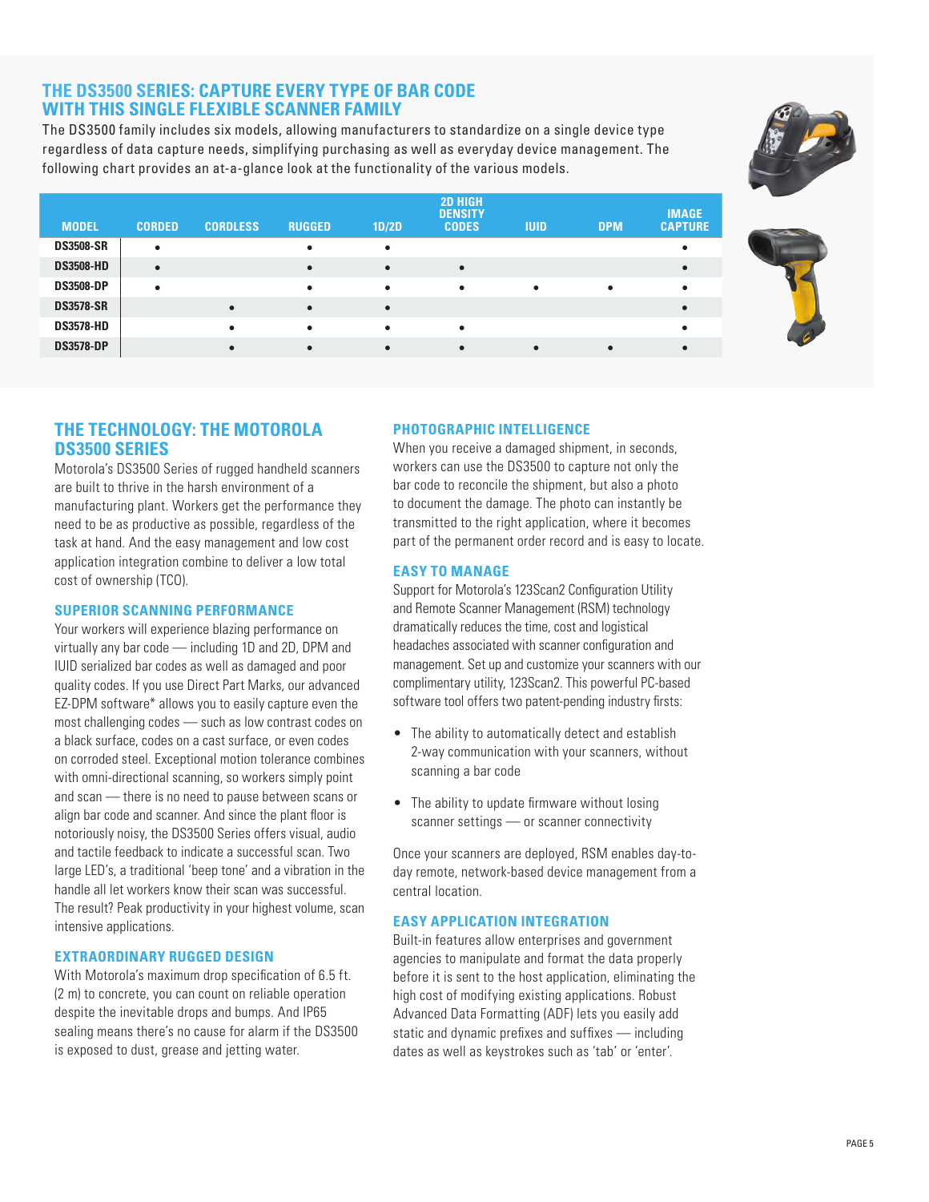## THE DS3500 SERIES: CAPTURE EVERY TYPE OF BAR CODE WITH THIS SINGLE FLEXIBLE SCANNER FAMILY

The DS3500 family includes six models, allowing manufacturers to standardize on a single device type regardless of data capture needs, simplifying purchasing as well as everyday device management. The following chart provides an at-a-glance look at the functionality of the various models.

| MODEL | CORDED | CORDLESS | RUGGED | 1D/2D | 2D HIGH DENSITY CODES | IUID | DPM | IMAGE CAPTURE |
|---|---|---|---|---|---|---|---|---|
| DS3508-SR | • | | • | • | | | | • |
| DS3508-HD | • | | • | • | • | | | • |
| DS3508-DP | • | | • | • | • | • | • | • |
| DS3578-SR | | • | • | • | | | | • |
| DS3578-HD | | • | • | • | • | | | • |
| DS3578-DP | | • | • | • | • | • | • | • |

## THE TECHNOLOGY: THE MOTOROLA DS3500 SERIES

Motorola's DS3500 Series of rugged handheld scanners are built to thrive in the harsh environment of a manufacturing plant. Workers get the performance they need to be as productive as possible, regardless of the task at hand. And the easy management and low cost application integration combine to deliver a low total cost of ownership (TCO).

### SUPERIOR SCANNING PERFORMANCE

Your workers will experience blazing performance on virtually any bar code — including 1D and 2D, DPM and IUID serialized bar codes as well as damaged and poor quality codes. If you use Direct Part Marks, our advanced EZ-DPM software* allows you to easily capture even the most challenging codes — such as low contrast codes on a black surface, codes on a cast surface, or even codes on corroded steel. Exceptional motion tolerance combines with omni-directional scanning, so workers simply point and scan — there is no need to pause between scans or align bar code and scanner. And since the plant floor is notoriously noisy, the DS3500 Series offers visual, audio and tactile feedback to indicate a successful scan. Two large LED's, a traditional 'beep tone' and a vibration in the handle all let workers know their scan was successful. The result? Peak productivity in your highest volume, scan intensive applications.

### EXTRAORDINARY RUGGED DESIGN

With Motorola's maximum drop specification of 6.5 ft. (2 m) to concrete, you can count on reliable operation despite the inevitable drops and bumps. And IP65 sealing means there's no cause for alarm if the DS3500 is exposed to dust, grease and jetting water.

### PHOTOGRAPHIC INTELLIGENCE

When you receive a damaged shipment, in seconds, workers can use the DS3500 to capture not only the bar code to reconcile the shipment, but also a photo to document the damage. The photo can instantly be transmitted to the right application, where it becomes part of the permanent order record and is easy to locate.

### EASY TO MANAGE

Support for Motorola's 123Scan2 Configuration Utility and Remote Scanner Management (RSM) technology dramatically reduces the time, cost and logistical headaches associated with scanner configuration and management. Set up and customize your scanners with our complimentary utility, 123Scan2. This powerful PC-based software tool offers two patent-pending industry firsts:

- The ability to automatically detect and establish 2-way communication with your scanners, without scanning a bar code
- The ability to update firmware without losing scanner settings — or scanner connectivity

Once your scanners are deployed, RSM enables day-to-day remote, network-based device management from a central location.

### EASY APPLICATION INTEGRATION

Built-in features allow enterprises and government agencies to manipulate and format the data properly before it is sent to the host application, eliminating the high cost of modifying existing applications. Robust Advanced Data Formatting (ADF) lets you easily add static and dynamic prefixes and suffixes — including dates as well as keystrokes such as 'tab' or 'enter'.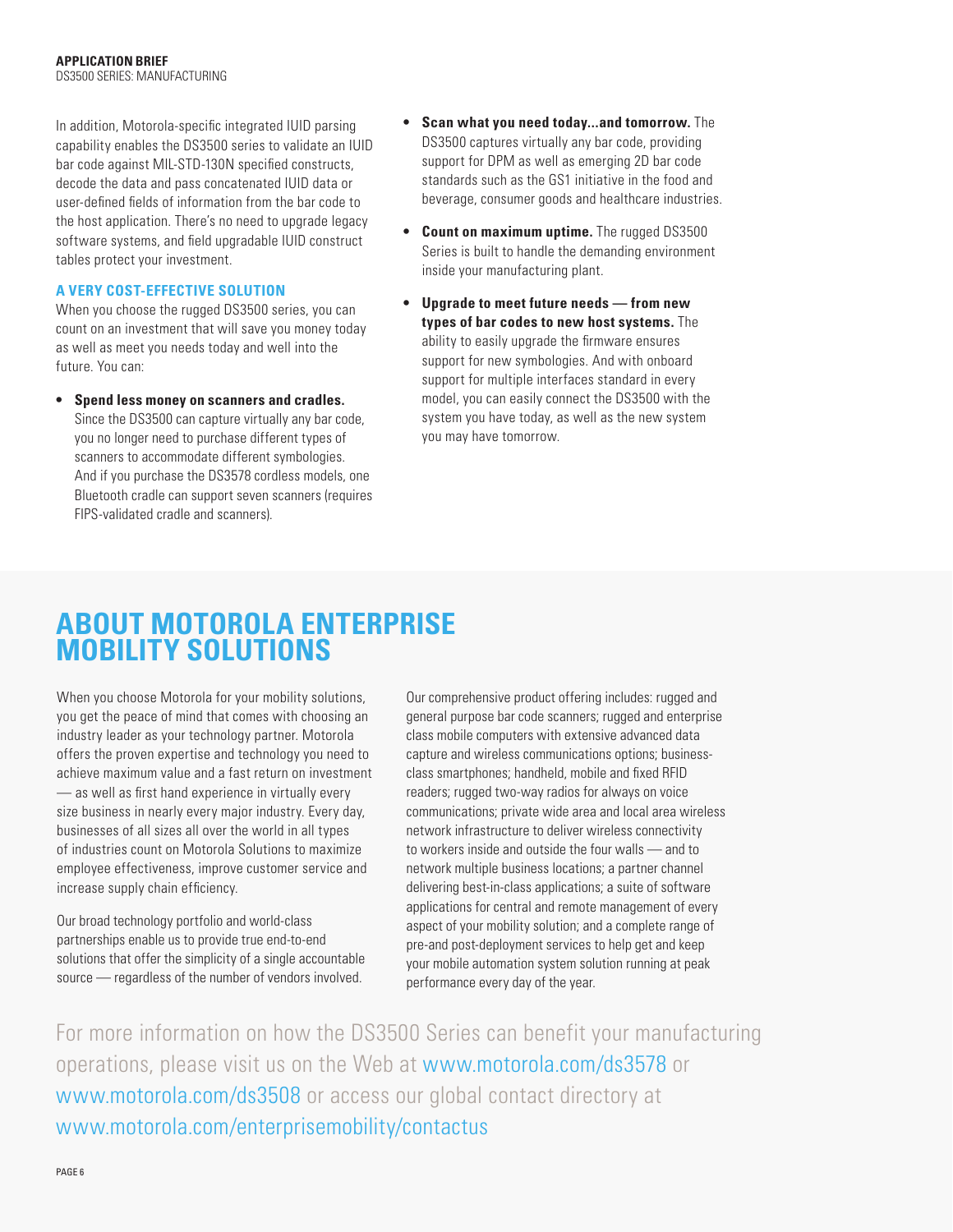In addition, Motorola-specific integrated IUID parsing capability enables the DS3500 series to validate an IUID bar code against MIL-STD-130N specified constructs, decode the data and pass concatenated IUID data or user-defined fields of information from the bar code to the host application. There's no need to upgrade legacy software systems, and field upgradable IUID construct tables protect your investment.

### A VERY COST-EFFECTIVE SOLUTION

When you choose the rugged DS3500 series, you can count on an investment that will save you money today as well as meet you needs today and well into the future. You can:

- **Spend less money on scanners and cradles.** Since the DS3500 can capture virtually any bar code, you no longer need to purchase different types of scanners to accommodate different symbologies. And if you purchase the DS3578 cordless models, one Bluetooth cradle can support seven scanners (requires FIPS-validated cradle and scanners).
- **Scan what you need today...and tomorrow.** The DS3500 captures virtually any bar code, providing support for DPM as well as emerging 2D bar code standards such as the GS1 initiative in the food and beverage, consumer goods and healthcare industries.
- **Count on maximum uptime.** The rugged DS3500 Series is built to handle the demanding environment inside your manufacturing plant.
- **Upgrade to meet future needs — from new types of bar codes to new host systems.** The ability to easily upgrade the firmware ensures support for new symbologies. And with onboard support for multiple interfaces standard in every model, you can easily connect the DS3500 with the system you have today, as well as the new system you may have tomorrow.

## ABOUT MOTOROLA ENTERPRISE MOBILITY SOLUTIONS

When you choose Motorola for your mobility solutions, you get the peace of mind that comes with choosing an industry leader as your technology partner. Motorola offers the proven expertise and technology you need to achieve maximum value and a fast return on investment — as well as first hand experience in virtually every size business in nearly every major industry. Every day, businesses of all sizes all over the world in all types of industries count on Motorola Solutions to maximize employee effectiveness, improve customer service and increase supply chain efficiency.

Our broad technology portfolio and world-class partnerships enable us to provide true end-to-end solutions that offer the simplicity of a single accountable source — regardless of the number of vendors involved.

Our comprehensive product offering includes: rugged and general purpose bar code scanners; rugged and enterprise class mobile computers with extensive advanced data capture and wireless communications options; business-class smartphones; handheld, mobile and fixed RFID readers; rugged two-way radios for always on voice communications; private wide area and local area wireless network infrastructure to deliver wireless connectivity to workers inside and outside the four walls — and to network multiple business locations; a partner channel delivering best-in-class applications; a suite of software applications for central and remote management of every aspect of your mobility solution; and a complete range of pre-and post-deployment services to help get and keep your mobile automation system solution running at peak performance every day of the year.

For more information on how the DS3500 Series can benefit your manufacturing operations, please visit us on the Web at www.motorola.com/ds3578 or www.motorola.com/ds3508 or access our global contact directory at www.motorola.com/enterprisemobility/contactus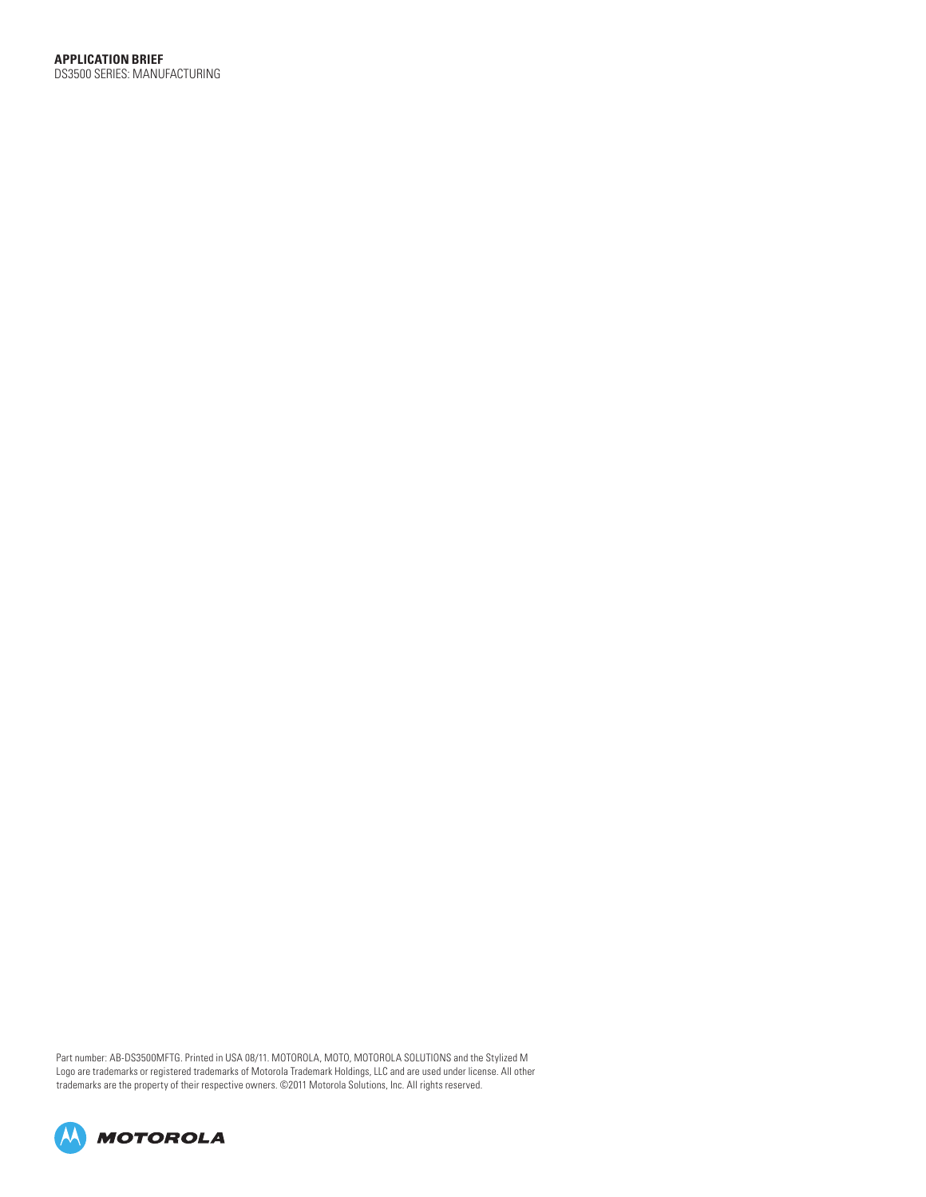Part number: AB-DS3500MFTG. Printed in USA 08/11. MOTOROLA, MOTO, MOTOROLA SOLUTIONS and the Stylized M Logo are trademarks or registered trademarks of Motorola Trademark Holdings, LLC and are used under license. All other trademarks are the property of their respective owners. ©2011 Motorola Solutions, Inc. All rights reserved.

MOTOROLA